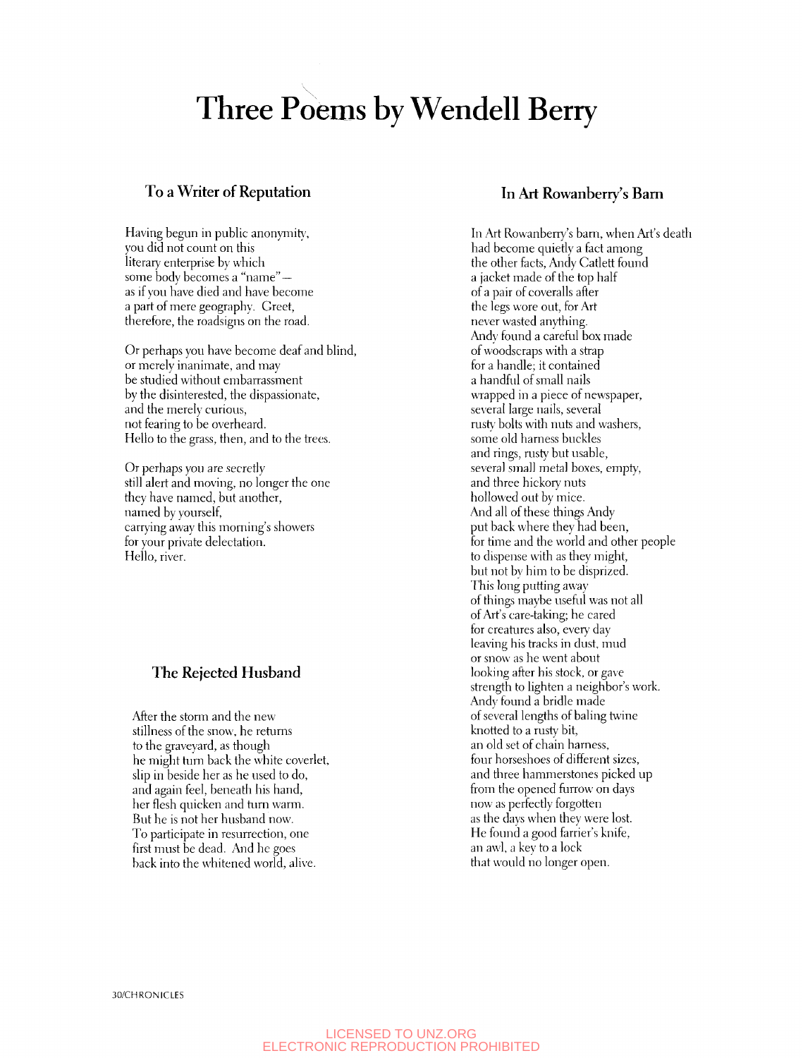# Three Poems by Wendell Berry

## To a Writer of Reputation

Having begun in public anonymity,
you did not count on this
literary enterprise by which
some body becomes a "name"—
as if you have died and have become
a part of mere geography. Greet,
therefore, the roadsigns on the road.

Or perhaps you have become deaf and blind,
or merely inanimate, and may
be studied without embarrassment
by the disinterested, the dispassionate,
and the merely curious,
not fearing to be overheard.
Hello to the grass, then, and to the trees.

Or perhaps you are secretly
still alert and moving, no longer the one
they have named, but another,
named by yourself,
carrying away this morning's showers
for your private delectation.
Hello, river.

## The Rejected Husband

After the storm and the new
stillness of the snow, he returns
to the graveyard, as though
he might turn back the white coverlet,
slip in beside her as he used to do,
and again feel, beneath his hand,
her flesh quicken and turn warm.
But he is not her husband now.
To participate in resurrection, one
first must be dead. And he goes
back into the whitened world, alive.

## In Art Rowanberry's Barn

In Art Rowanberry's barn, when Art's death
had become quietly a fact among
the other facts, Andy Catlett found
a jacket made of the top half
of a pair of coveralls after
the legs wore out, for Art
never wasted anything.
Andy found a careful box made
of woodscraps with a strap
for a handle; it contained
a handful of small nails
wrapped in a piece of newspaper,
several large nails, several
rusty bolts with nuts and washers,
some old harness buckles
and rings, rusty but usable,
several small metal boxes, empty,
and three hickory nuts
hollowed out by mice.
And all of these things Andy
put back where they had been,
for time and the world and other people
to dispense with as they might,
but not by him to be disprized.
This long putting away
of things maybe useful was not all
of Art's care-taking; he cared
for creatures also, every day
leaving his tracks in dust, mud
or snow as he went about
looking after his stock, or gave
strength to lighten a neighbor's work.
Andy found a bridle made
of several lengths of baling twine
knotted to a rusty bit,
an old set of chain harness,
four horseshoes of different sizes,
and three hammerstones picked up
from the opened furrow on days
now as perfectly forgotten
as the days when they were lost.
He found a good farrier's knife,
an awl, a key to a lock
that would no longer open.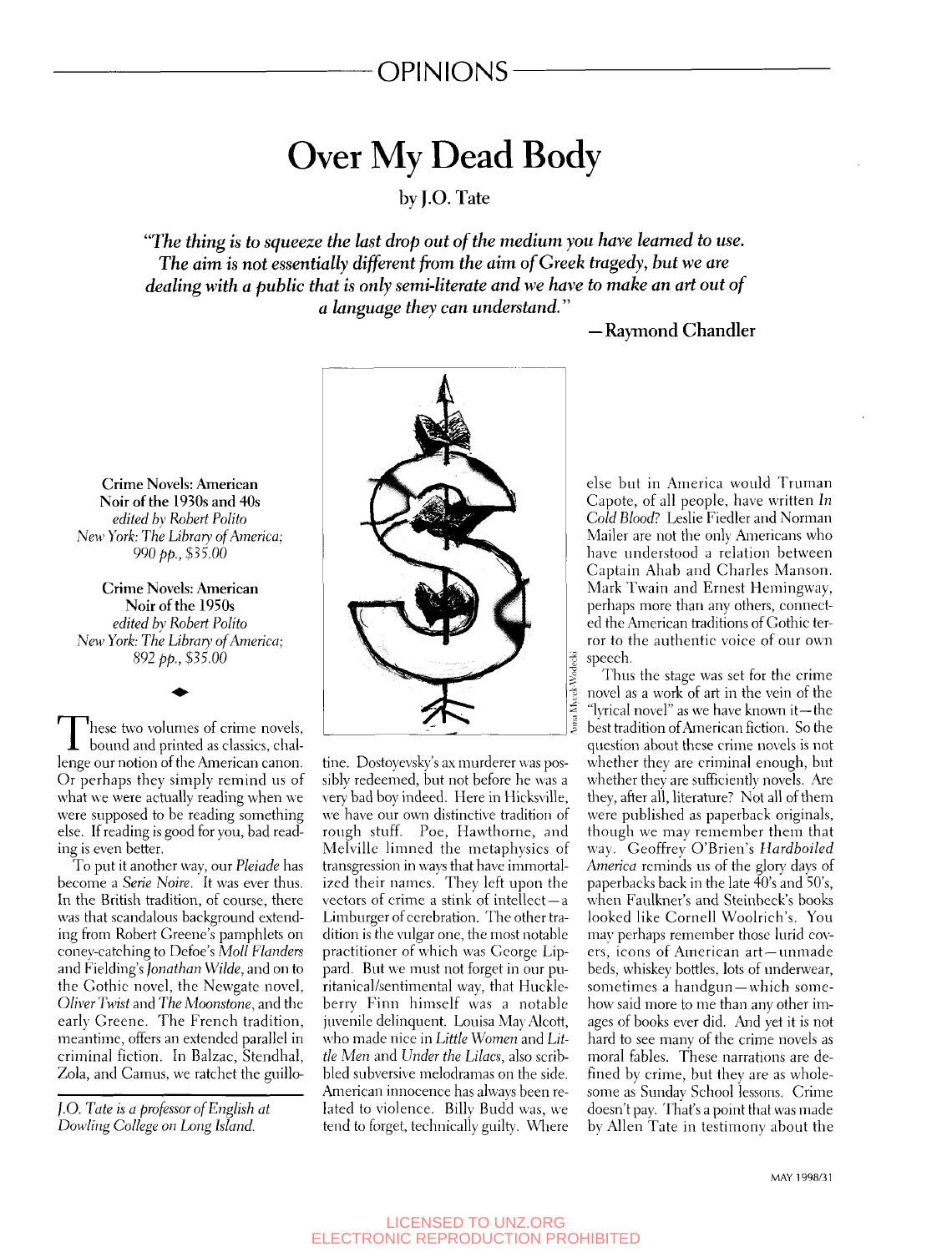## OPINIONS

# Over My Dead Body

by J.O. Tate

*"The thing is to squeeze the last drop out of the medium you have learned to use. The aim is not essentially different from the aim of Greek tragedy, but we are dealing with a public that is only semi-literate and we have to make an art out of a language they can understand."*

— Raymond Chandler

**Crime Novels: American Noir of the 1930s and 40s**
*edited by Robert Polito*
*New York: The Library of America; 990 pp., $35.00*

**Crime Novels: American Noir of the 1950s**
*edited by Robert Polito*
*New York: The Library of America; 892 pp., $35.00*

These two volumes of crime novels, bound and printed as classics, challenge our notion of the American canon. Or perhaps they simply remind us of what we were actually reading when we were supposed to be reading something else. If reading is good for you, bad reading is even better.

To put it another way, our *Pleiade* has become a *Serie Noire*. It was ever thus. In the British tradition, of course, there was that scandalous background extending from Robert Greene's pamphlets on coney-catching to Defoe's *Moll Flanders* and Fielding's *Jonathan Wilde*, and on to the Gothic novel, the Newgate novel, *Oliver Twist* and *The Moonstone*, and the early Greene. The French tradition, meantime, offers an extended parallel in criminal fiction. In Balzac, Stendhal, Zola, and Camus, we ratchet the guillotine. Dostoyevsky's ax murderer was possibly redeemed, but not before he was a very bad boy indeed. Here in Hicksville, we have our own distinctive tradition of rough stuff. Poe, Hawthorne, and Melville limned the metaphysics of transgression in ways that have immortalized their names. They left upon the vectors of crime a stink of intellect—a Limburger of cerebration. The other tradition is the vulgar one, the most notable practitioner of which was George Lippard. But we must not forget in our puritanical/sentimental way, that Huckleberry Finn himself was a notable juvenile delinquent. Louisa May Alcott, who made nice in *Little Women* and *Little Men* and *Under the Lilacs*, also scribbled subversive melodramas on the side. American innocence has always been related to violence. Billy Budd was, we tend to forget, technically guilty. Where else but in America would Truman Capote, of all people, have written *In Cold Blood*? Leslie Fiedler and Norman Mailer are not the only Americans who have understood a relation between Captain Ahab and Charles Manson. Mark Twain and Ernest Hemingway, perhaps more than any others, connected the American traditions of Gothic terror to the authentic voice of our own speech.

Thus the stage was set for the crime novel as a work of art in the vein of the "lyrical novel" as we have known it—the best tradition of American fiction. So the question about these crime novels is not whether they are criminal enough, but whether they are sufficiently novels. Are they, after all, literature? Not all of them were published as paperback originals, though we may remember them that way. Geoffrey O'Brien's *Hardboiled America* reminds us of the glory days of paperbacks back in the late 40's and 50's, when Faulkner's and Steinbeck's books looked like Cornell Woolrich's. You may perhaps remember those lurid covers, icons of American art—unmade beds, whiskey bottles, lots of underwear, sometimes a handgun—which somehow said more to me than any other images of books ever did. And yet it is not hard to see many of the crime novels as moral fables. These narrations are defined by crime, but they are as wholesome as Sunday School lessons. Crime doesn't pay. That's a point that was made by Allen Tate in testimony about the

*J.O. Tate is a professor of English at Dowling College on Long Island.*